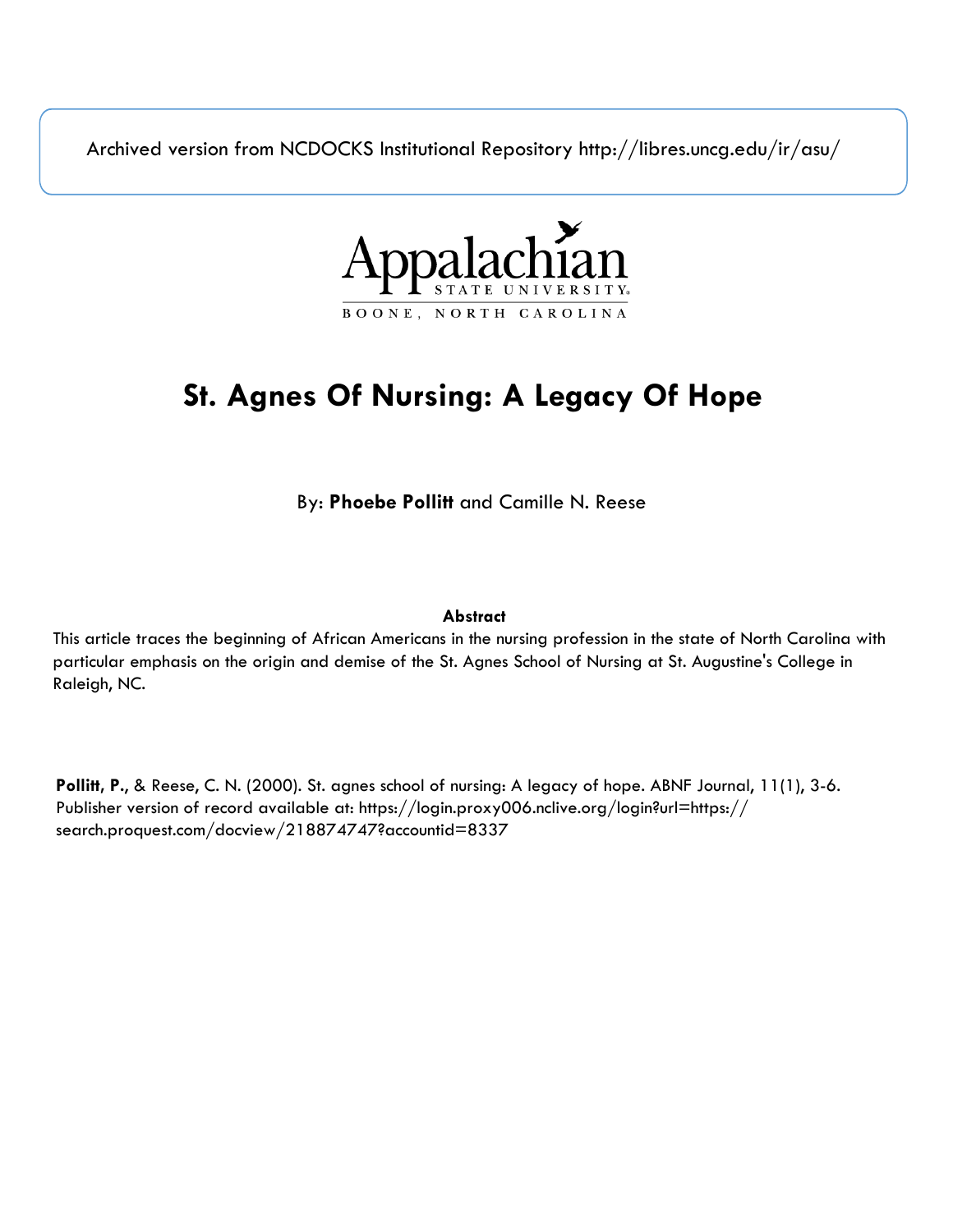Archived version from NCDOCKS Institutional Repository http://libres.uncg.edu/ir/asu/

Appalachian STATE UNIVERSITY

BOONE, NORTH CAROLINA

# St. Agnes Of Nursing: A Legacy Of Hope

By: **Phoebe Pollitt** and Camille N. Reese

**Abstract**

This article traces the beginning of African Americans in the nursing profession in the state of North Carolina with particular emphasis on the origin and demise of the St. Agnes School of Nursing at St. Augustine's College in Raleigh, NC.

**Pollitt, P.**, & Reese, C. N. (2000). St. agnes school of nursing: A legacy of hope. ABNF Journal, 11(1), 3-6. Publisher version of record available at: https://login.proxy006.nclive.org/login?url=https://search.proquest.com/docview/218874747?accountid=8337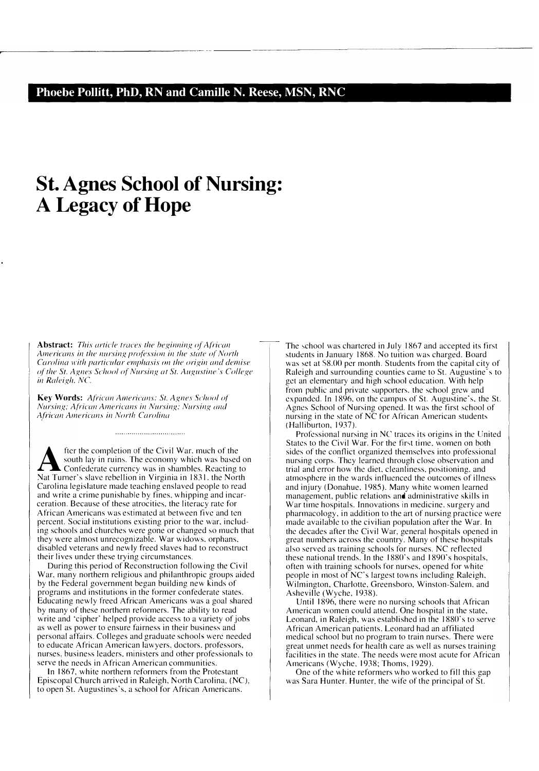**Phoebe Pollitt, PhD, RN and Camille N. Reese, MSN, RNC**

# St. Agnes School of Nursing: A Legacy of Hope

**Abstract:** *This article traces the beginning of African Americans in the nursing profession in the state of North Carolina with particular emphasis on the origin and demise of the St. Agnes School of Nursing at St. Augustine's College in Raleigh, NC.*

**Key Words:** *African Americans; St. Agnes School of Nursing; African Americans in Nursing; Nursing and African Americans in North Carolina*

After the completion of the Civil War, much of the south lay in ruins. The economy which was based on Confederate currency was in shambles. Reacting to Nat Turner's slave rebellion in Virginia in 1831, the North Carolina legislature made teaching enslaved people to read and write a crime punishable by fines, whipping and incarceration. Because of these atrocities, the literacy rate for African Americans was estimated at between five and ten percent. Social institutions existing prior to the war, including schools and churches were gone or changed so much that they were almost unrecognizable. War widows, orphans, disabled veterans and newly freed slaves had to reconstruct their lives under these trying circumstances.

During this period of Reconstruction following the Civil War, many northern religious and philanthropic groups aided by the Federal government began building new kinds of programs and institutions in the former confederate states. Educating newly freed African Americans was a goal shared by many of these northern reformers. The ability to read write and 'cipher' helped provide access to a variety of jobs as well as power to ensure fairness in their business and personal affairs. Colleges and graduate schools were needed to educate African American lawyers, doctors, professors, nurses, business leaders, ministers and other professionals to serve the needs in African American communities.

In 1867, white northern reformers from the Protestant Episcopal Church arrived in Raleigh, North Carolina, (NC), to open St. Augustines's, a school for African Americans. The school was chartered in July 1867 and accepted its first students in January 1868. No tuition was charged. Board was set at $8.00 per month. Students from the capital city of Raleigh and surrounding counties came to St. Augustine's to get an elementary and high school education. With help from public and private supporters, the school grew and expanded. In 1896, on the campus of St. Augustine's, the St. Agnes School of Nursing opened. It was the first school of nursing in the state of NC for African American students (Halliburton, 1937).

Professional nursing in NC traces its origins in the United States to the Civil War. For the first time, women on both sides of the conflict organized themselves into professional nursing corps. They learned through close observation and trial and error how the diet, cleanliness, positioning, and atmosphere in the wards influenced the outcomes of illness and injury (Donahue, 1985). Many white women learned management, public relations and administrative skills in War time hospitals. Innovations in medicine, surgery and pharmacology, in addition to the art of nursing practice were made available to the civilian population after the War. In the decades after the Civil War, general hospitals opened in great numbers across the country. Many of these hospitals also served as training schools for nurses. NC reflected these national trends. In the 1880's and 1890's hospitals, often with training schools for nurses, opened for white people in most of NC's largest towns including Raleigh, Wilmington, Charlotte, Greensboro, Winston-Salem, and Asheville (Wyche, 1938).

Until 1896, there were no nursing schools that African American women could attend. One hospital in the state, Leonard, in Raleigh, was established in the 1880's to serve African American patients. Leonard had an affiliated medical school but no program to train nurses. There were great unmet needs for health care as well as nurses training facilities in the state. The needs were most acute for African Americans (Wyche, 1938; Thoms, 1929).

One of the white reformers who worked to fill this gap was Sara Hunter. Hunter, the wife of the principal of St.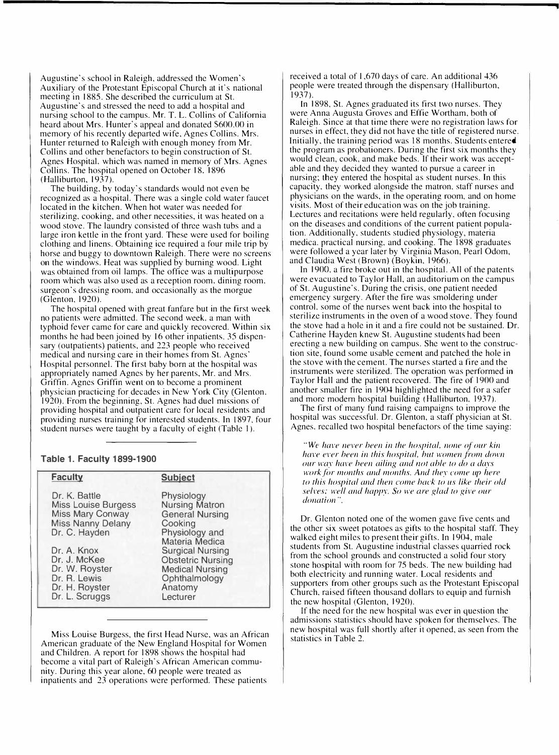Augustine's school in Raleigh, addressed the Women's Auxiliary of the Protestant Episcopal Church at it's national meeting in 1885. She described the curriculum at St. Augustine's and stressed the need to add a hospital and nursing school to the campus. Mr. T. L. Collins of California heard about Mrs. Hunter's appeal and donated $600.00 in memory of his recently departed wife, Agnes Collins. Mrs. Hunter returned to Raleigh with enough money from Mr. Collins and other benefactors to begin construction of St. Agnes Hospital, which was named in memory of Mrs. Agnes Collins. The hospital opened on October 18, 1896 (Halliburton, 1937).

The building, by today's standards would not even be recognized as a hospital. There was a single cold water faucet located in the kitchen. When hot water was needed for sterilizing, cooking, and other necessities, it was heated on a wood stove. The laundry consisted of three wash tubs and a large iron kettle in the front yard. These were used for boiling clothing and linens. Obtaining ice required a four mile trip by horse and buggy to downtown Raleigh. There were no screens on the windows. Heat was supplied by burning wood. Light was obtained from oil lamps. The office was a multipurpose room which was also used as a reception room, dining room, surgeon's dressing room, and occasionally as the morgue (Glenton, 1920).

The hospital opened with great fanfare but in the first week no patients were admitted. The second week, a man with typhoid fever came for care and quickly recovered. Within six months he had been joined by 16 other inpatients, 35 dispensary (outpatients) patients, and 223 people who received medical and nursing care in their homes from St. Agnes' Hospital personnel. The first baby born at the hospital was appropriately named Agnes by her parents, Mr. and Mrs. Griffin. Agnes Griffin went on to become a prominent physician practicing for decades in New York City (Glenton, 1920). From the beginning, St. Agnes had duel missions of providing hospital and outpatient care for local residents and providing nurses training for interested students. In 1897, four student nurses were taught by a faculty of eight (Table 1).

**Table 1. Faculty 1899-1900**

| Faculty | Subject |
|---|---|
| Dr. K. Battle | Physiology |
| Miss Louise Burgess | Nursing Matron |
| Miss Mary Conway | General Nursing |
| Miss Nanny Delany | Cooking |
| Dr. C. Hayden | Physiology and Materia Medica |
| Dr. A. Knox | Surgical Nursing |
| Dr. J. McKee | Obstetric Nursing |
| Dr. W. Royster | Medical Nursing |
| Dr. R. Lewis | Ophthalmology |
| Dr. H. Royster | Anatomy |
| Dr. L. Scruggs | Lecturer |

Miss Louise Burgess, the first Head Nurse, was an African American graduate of the New England Hospital for Women and Children. A report for 1898 shows the hospital had become a vital part of Raleigh's African American community. During this year alone, 60 people were treated as inpatients and 23 operations were performed. These patients received a total of 1,670 days of care. An additional 436 people were treated through the dispensary (Halliburton, 1937).

In 1898, St. Agnes graduated its first two nurses. They were Anna Augusta Groves and Effie Wortham, both of Raleigh. Since at that time there were no registration laws for nurses in effect, they did not have the title of registered nurse. Initially, the training period was 18 months. Students entered the program as probationers. During the first six months they would clean, cook, and make beds. If their work was acceptable and they decided they wanted to pursue a career in nursing; they entered the hospital as student nurses. In this capacity, they worked alongside the matron, staff nurses and physicians on the wards, in the operating room, and on home visits. Most of their education was on the job training. Lectures and recitations were held regularly, often focusing on the diseases and conditions of the current patient population. Additionally, students studied physiology, materia medica, practical nursing, and cooking. The 1898 graduates were followed a year later by Virginia Mason, Pearl Odom, and Claudia West (Brown) (Boykin, 1966).

In 1900, a fire broke out in the hospital. All of the patents were evacuated to Taylor Hall, an auditorium on the campus of St. Augustine's. During the crisis, one patient needed emergency surgery. After the fire was smoldering under control, some of the nurses went back into the hospital to sterilize instruments in the oven of a wood stove. They found the stove had a hole in it and a fire could not be sustained. Dr. Catherine Hayden knew St. Augustine students had been erecting a new building on campus. She went to the construction site, found some usable cement and patched the hole in the stove with the cement. The nurses started a fire and the instruments were sterilized. The operation was performed in Taylor Hall and the patient recovered. The fire of 1900 and another smaller fire in 1904 highlighted the need for a safer and more modern hospital building (Halliburton, 1937).

The first of many fund raising campaigns to improve the hospital was successful. Dr. Glenton, a staff physician at St. Agnes, recalled two hospital benefactors of the time saying:

> *"We have never been in the hospital, none of our kin have ever been in this hospital, but women from down our way have been ailing and not able to do a days work for months and months. And they come up here to this hospital and then come back to us like their old selves; well and happy. So we are glad to give our donation".*

Dr. Glenton noted one of the women gave five cents and the other six sweet potatoes as gifts to the hospital staff. They walked eight miles to present their gifts. In 1904, male students from St. Augustine industrial classes quarried rock from the school grounds and constructed a solid four story stone hospital with room for 75 beds. The new building had both electricity and running water. Local residents and supporters from other groups such as the Protestant Episcopal Church, raised fifteen thousand dollars to equip and furnish the new hospital (Glenton, 1920).

If the need for the new hospital was ever in question the admissions statistics should have spoken for themselves. The new hospital was full shortly after it opened, as seen from the statistics in Table 2.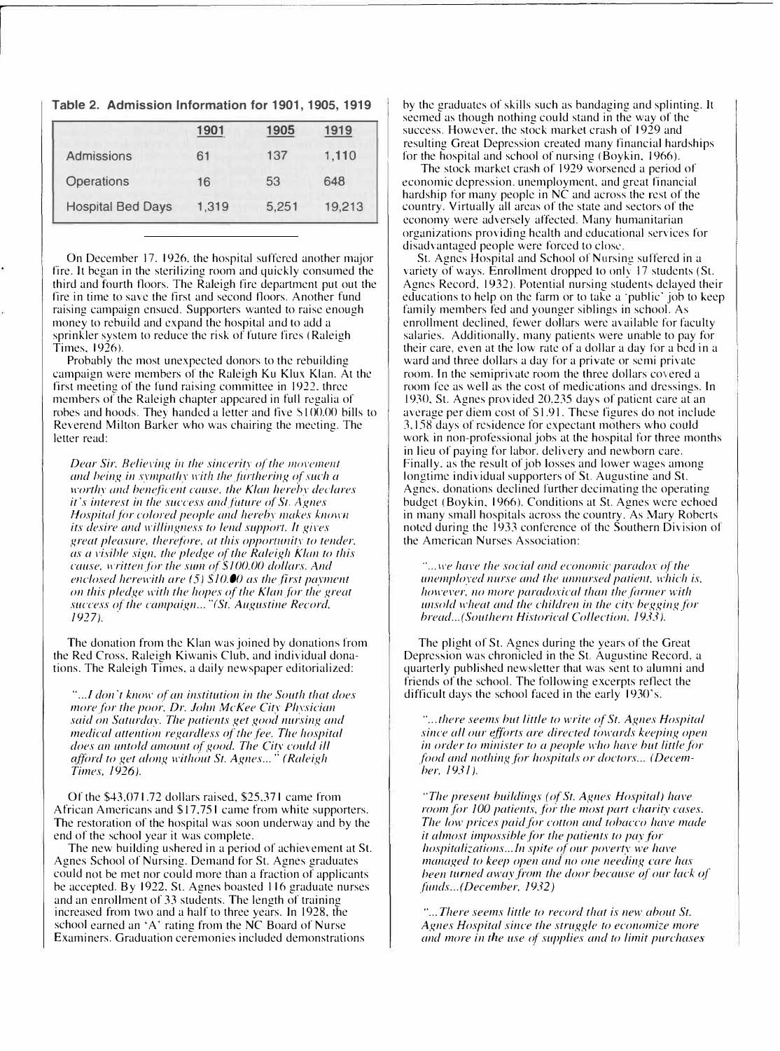**Table 2. Admission Information for 1901, 1905, 1919**

| | 1901 | 1905 | 1919 |
|---|---|---|---|
| Admissions | 61 | 137 | 1,110 |
| Operations | 16 | 53 | 648 |
| Hospital Bed Days | 1,319 | 5,251 | 19,213 |

On December 17, 1926, the hospital suffered another major fire. It began in the sterilizing room and quickly consumed the third and fourth floors. The Raleigh fire department put out the fire in time to save the first and second floors. Another fund raising campaign ensued. Supporters wanted to raise enough money to rebuild and expand the hospital and to add a sprinkler system to reduce the risk of future fires (Raleigh Times, 1926).

Probably the most unexpected donors to the rebuilding campaign were members of the Raleigh Ku Klux Klan. At the first meeting of the fund raising committee in 1922, three members of the Raleigh chapter appeared in full regalia of robes and hoods. They handed a letter and five $100.00 bills to Reverend Milton Barker who was chairing the meeting. The letter read:

> *Dear Sir, Believing in the sincerity of the movement and being in sympathy with the furthering of such a worthy and beneficent cause, the Klan hereby declares it's interest in the success and future of St. Agnes Hospital for colored people and hereby makes known its desire and willingness to lend support. It gives great pleasure, therefore, at this opportunity to tender, as a visible sign, the pledge of the Raleigh Klan to this cause, written for the sum of $100.00 dollars. And enclosed herewith are (5) $10.00 as the first payment on this pledge with the hopes of the Klan for the great success of the campaign..."(St. Augustine Record, 1927).*

The donation from the Klan was joined by donations from the Red Cross, Raleigh Kiwanis Club, and individual donations. The Raleigh Times, a daily newspaper editorialized:

> *"...I don't know of an institution in the South that does more for the poor, Dr. John McKee City Physician said on Saturday. The patients get good nursing and medical attention regardless of the fee. The hospital does an untold amount of good. The City could ill afford to get along without St. Agnes..." (Raleigh Times, 1926).*

Of the $43,071.72 dollars raised, $25,371 came from African Americans and $17,751 came from white supporters. The restoration of the hospital was soon underway and by the end of the school year it was complete.

The new building ushered in a period of achievement at St. Agnes School of Nursing. Demand for St. Agnes graduates could not be met nor could more than a fraction of applicants be accepted. By 1922, St. Agnes boasted 116 graduate nurses and an enrollment of 33 students. The length of training increased from two and a half to three years. In 1928, the school earned an 'A' rating from the NC Board of Nurse Examiners. Graduation ceremonies included demonstrations by the graduates of skills such as bandaging and splinting. It seemed as though nothing could stand in the way of the success. However, the stock market crash of 1929 and resulting Great Depression created many financial hardships for the hospital and school of nursing (Boykin, 1966).

The stock market crash of 1929 worsened a period of economic depression, unemployment, and great financial hardship for many people in NC and across the rest of the country. Virtually all areas of the state and sectors of the economy were adversely affected. Many humanitarian organizations providing health and educational services for disadvantaged people were forced to close.

St. Agnes Hospital and School of Nursing suffered in a variety of ways. Enrollment dropped to only 17 students (St. Agnes Record, 1932). Potential nursing students delayed their educations to help on the farm or to take a 'public' job to keep family members fed and younger siblings in school. As enrollment declined, fewer dollars were available for faculty salaries. Additionally, many patients were unable to pay for their care, even at the low rate of a dollar a day for a bed in a ward and three dollars a day for a private or semi private room. In the semiprivate room the three dollars covered a room fee as well as the cost of medications and dressings. In 1930, St. Agnes provided 20,235 days of patient care at an average per diem cost of $1.91. These figures do not include 3,158 days of residence for expectant mothers who could work in non-professional jobs at the hospital for three months in lieu of paying for labor, delivery and newborn care. Finally, as the result of job losses and lower wages among longtime individual supporters of St. Augustine and St. Agnes, donations declined further decimating the operating budget (Boykin, 1966). Conditions at St. Agnes were echoed in many small hospitals across the country. As Mary Roberts noted during the 1933 conference of the Southern Division of the American Nurses Association:

> *"...we have the social and economic paradox of the unemployed nurse and the unnursed patient, which is, however, no more paradoxical than the former with unsold wheat and the children in the city begging for bread...(Southern Historical Collection, 1933).*

The plight of St. Agnes during the years of the Great Depression was chronicled in the St. Augustine Record, a quarterly published newsletter that was sent to alumni and friends of the school. The following excerpts reflect the difficult days the school faced in the early 1930's.

> *"...there seems but little to write of St. Agnes Hospital since all our efforts are directed towards keeping open in order to minister to a people who have but little for food and nothing for hospitals or doctors... (December, 1931).*

> *"The present buildings (of St. Agnes Hospital) have room for 100 patients, for the most part charity cases. The low prices paid for cotton and tobacco have made it almost impossible for the patients to pay for hospitalizations...In spite of our poverty we have managed to keep open and no one needing care has been turned away from the door because of our lack of funds...(December, 1932)*

> *"...There seems little to record that is new about St. Agnes Hospital since the struggle to economize more and more in the use of supplies and to limit purchases*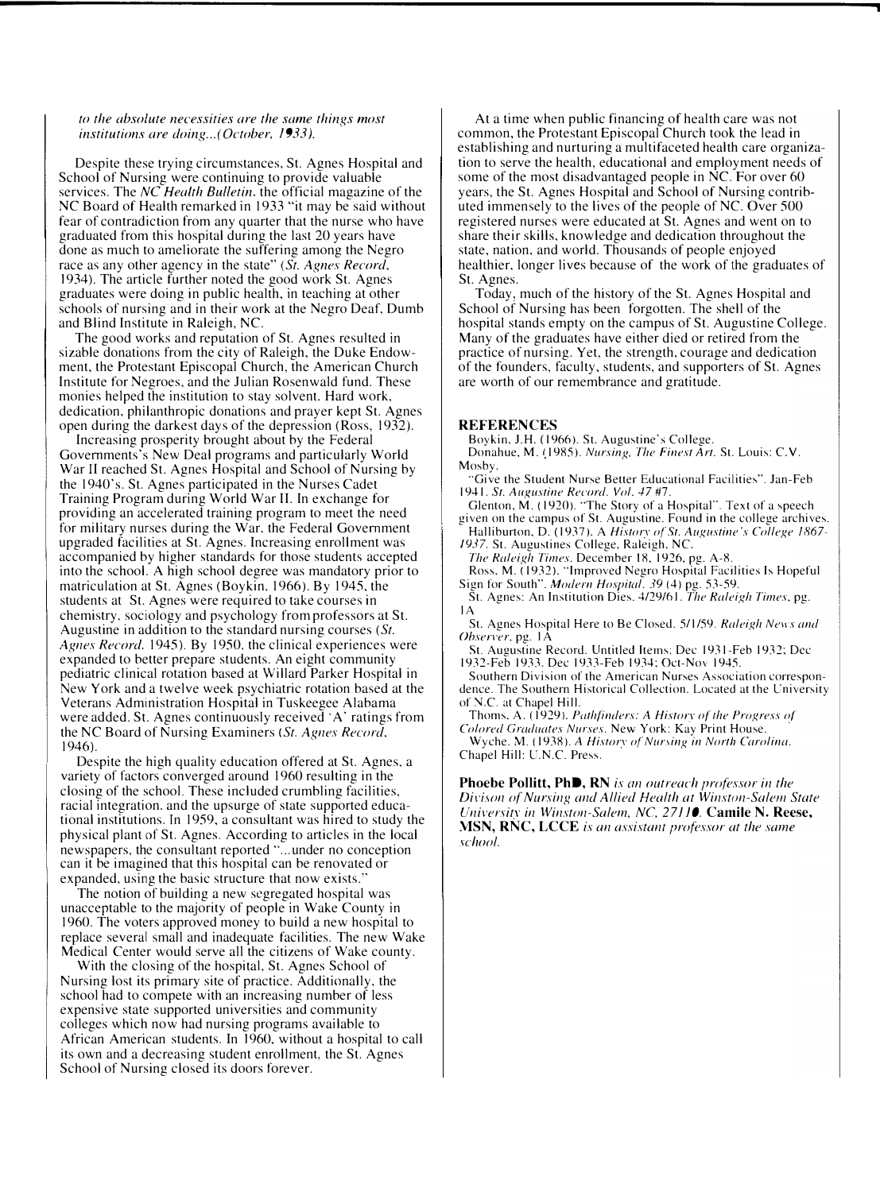*to the absolute necessities are the same things most institutions are doing...(October, 1933).*

Despite these trying circumstances, St. Agnes Hospital and School of Nursing were continuing to provide valuable services. The *NC Health Bulletin*, the official magazine of the NC Board of Health remarked in 1933 "it may be said without fear of contradiction from any quarter that the nurse who have graduated from this hospital during the last 20 years have done as much to ameliorate the suffering among the Negro race as any other agency in the state" (*St. Agnes Record*, 1934). The article further noted the good work St. Agnes graduates were doing in public health, in teaching at other schools of nursing and in their work at the Negro Deaf, Dumb and Blind Institute in Raleigh, NC.

The good works and reputation of St. Agnes resulted in sizable donations from the city of Raleigh, the Duke Endowment, the Protestant Episcopal Church, the American Church Institute for Negroes, and the Julian Rosenwald fund. These monies helped the institution to stay solvent. Hard work, dedication, philanthropic donations and prayer kept St. Agnes open during the darkest days of the depression (Ross, 1932).

Increasing prosperity brought about by the Federal Governments's New Deal programs and particularly World War II reached St. Agnes Hospital and School of Nursing by the 1940's. St. Agnes participated in the Nurses Cadet Training Program during World War II. In exchange for providing an accelerated training program to meet the need for military nurses during the War, the Federal Government upgraded facilities at St. Agnes. Increasing enrollment was accompanied by higher standards for those students accepted into the school. A high school degree was mandatory prior to matriculation at St. Agnes (Boykin, 1966). By 1945, the students at St. Agnes were required to take courses in chemistry, sociology and psychology from professors at St. Augustine in addition to the standard nursing courses (*St. Agnes Record*, 1945). By 1950, the clinical experiences were expanded to better prepare students. An eight community pediatric clinical rotation based at Willard Parker Hospital in New York and a twelve week psychiatric rotation based at the Veterans Administration Hospital in Tuskeegee Alabama were added. St. Agnes continuously received 'A' ratings from the NC Board of Nursing Examiners (*St. Agnes Record*, 1946).

Despite the high quality education offered at St. Agnes, a variety of factors converged around 1960 resulting in the closing of the school. These included crumbling facilities, racial integration, and the upsurge of state supported educational institutions. In 1959, a consultant was hired to study the physical plant of St. Agnes. According to articles in the local newspapers, the consultant reported "...under no conception can it be imagined that this hospital can be renovated or expanded, using the basic structure that now exists."

The notion of building a new segregated hospital was unacceptable to the majority of people in Wake County in 1960. The voters approved money to build a new hospital to replace several small and inadequate facilities. The new Wake Medical Center would serve all the citizens of Wake county.

With the closing of the hospital, St. Agnes School of Nursing lost its primary site of practice. Additionally, the school had to compete with an increasing number of less expensive state supported universities and community colleges which now had nursing programs available to African American students. In 1960, without a hospital to call its own and a decreasing student enrollment, the St. Agnes School of Nursing closed its doors forever.

At a time when public financing of health care was not common, the Protestant Episcopal Church took the lead in establishing and nurturing a multifaceted health care organization to serve the health, educational and employment needs of some of the most disadvantaged people in NC. For over 60 years, the St. Agnes Hospital and School of Nursing contributed immensely to the lives of the people of NC. Over 500 registered nurses were educated at St. Agnes and went on to share their skills, knowledge and dedication throughout the state, nation, and world. Thousands of people enjoyed healthier, longer lives because of the work of the graduates of St. Agnes.

Today, much of the history of the St. Agnes Hospital and School of Nursing has been forgotten. The shell of the hospital stands empty on the campus of St. Augustine College. Many of the graduates have either died or retired from the practice of nursing. Yet, the strength, courage and dedication of the founders, faculty, students, and supporters of St. Agnes are worth of our remembrance and gratitude.

## REFERENCES

Boykin, J.H. (1966). St. Augustine's College.

Donahue, M. (1985). *Nursing, The Finest Art.* St. Louis: C.V. Mosby.

"Give the Student Nurse Better Educational Facilities". Jan-Feb 1941. *St. Augustine Record. Vol. 47 #7.*

Glenton, M. (1920). "The Story of a Hospital". Text of a speech given on the campus of St. Augustine. Found in the college archives.

Halliburton, D. (1937). *A History of St. Augustine's College 1867-1937.* St. Augustines College, Raleigh, NC.

*The Raleigh Times.* December 18, 1926, pg. A-8.

Ross, M. (1932). "Improved Negro Hospital Facilities Is Hopeful Sign for South". *Modern Hospital. 39* (4) pg. 53-59.

St. Agnes: An Institution Dies. 4/29/61. *The Raleigh Times*, pg. 1A

St. Agnes Hospital Here to Be Closed. 5/1/59. *Raleigh News and Observer*, pg. 1A

St. Augustine Record. Untitled Items: Dec 1931-Feb 1932; Dec 1932-Feb 1933. Dec 1933-Feb 1934; Oct-Nov 1945.

Southern Division of the American Nurses Association correspondence. The Southern Historical Collection. Located at the University of N.C. at Chapel Hill.

Thoms, A. (1929). *Pathfinders: A History of the Progress of Colored Graduates Nurses.* New York: Kay Print House.

Wyche, M. (1938). *A History of Nursing in North Carolina.* Chapel Hill: U.N.C. Press.

**Phoebe Pollitt, PhD, RN** *is an outreach professor in the Divison of Nursing and Allied Health at Winston-Salem State University in Winston-Salem, NC, 27110.* **Camile N. Reese, MSN, RNC, LCCE** *is an assistant professor at the same school.*